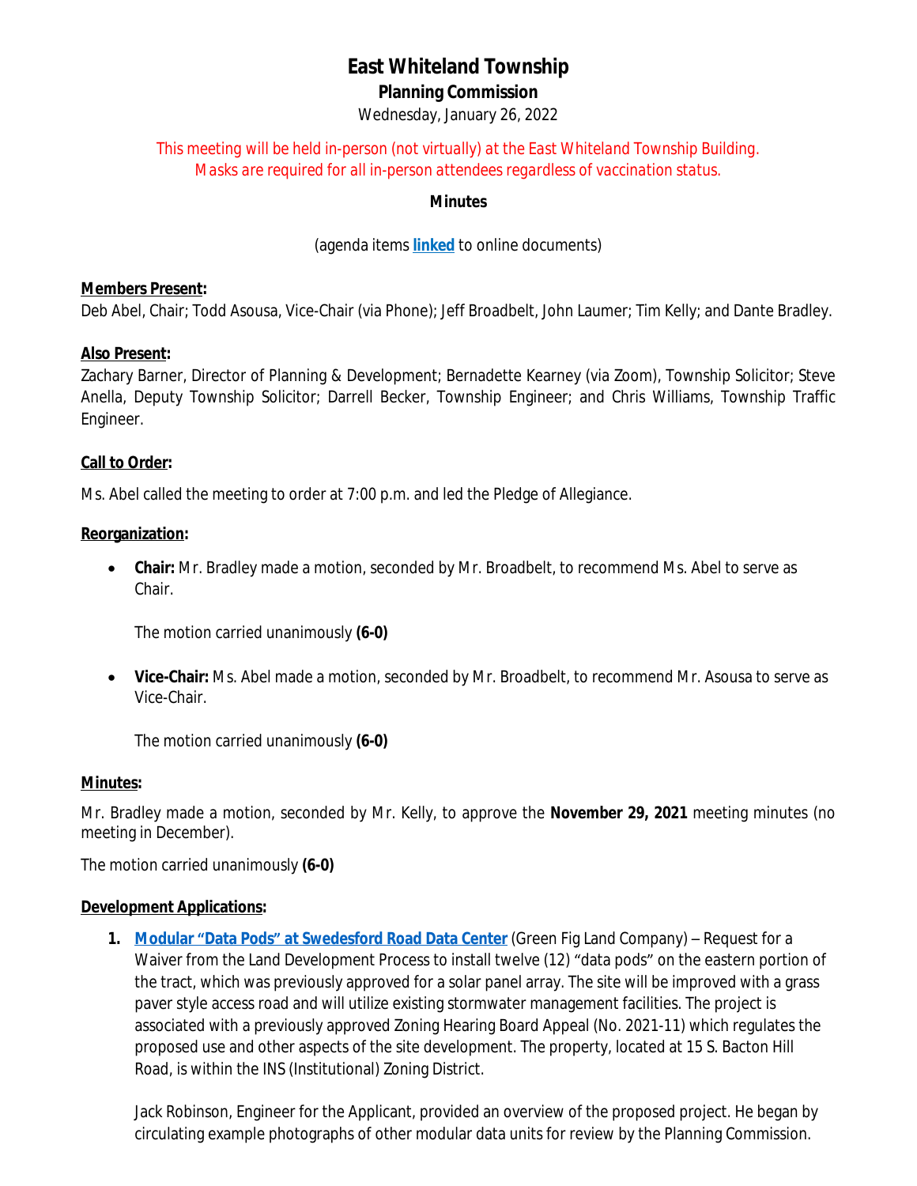# East Whiteland Township

## Planning Commission

Wednesday, January 26, 2022

This meeting will be held in-person (not virtually) at the East Whiteland Township Building. Masks are required for all in-person attendees regardless of vaccination status.

**Minutes**

(agenda items **linked** to online documents)

**Members Present:**

Deb Abel, Chair; Todd Asousa, Vice-Chair (via Phone); Jeff Broadbelt, John Laumer; Tim Kelly; and Dante Bradley.

**Also Present:**

Zachary Barner, Director of Planning & Development; Bernadette Kearney (via Zoom), Township Solicitor; Steve Anella, Deputy Township Solicitor; Darrell Becker, Township Engineer; and Chris Williams, Township Traffic Engineer.

**Call to Order:**

Ms. Abel called the meeting to order at 7:00 p.m. and led the Pledge of Allegiance.

**Reorganization:**

- **Chair:** Mr. Bradley made a motion, seconded by Mr. Broadbelt, to recommend Ms. Abel to serve as Chair.

  The motion carried unanimously **(6-0)**

- **Vice-Chair:** Ms. Abel made a motion, seconded by Mr. Broadbelt, to recommend Mr. Asousa to serve as Vice-Chair.

  The motion carried unanimously **(6-0)**

**Minutes:**

Mr. Bradley made a motion, seconded by Mr. Kelly, to approve the **November 29, 2021** meeting minutes (no meeting in December).

The motion carried unanimously **(6-0)**

**Development Applications:**

1. **Modular "Data Pods" at Swedesford Road Data Center** (Green Fig Land Company) – Request for a Waiver from the Land Development Process to install twelve (12) "data pods" on the eastern portion of the tract, which was previously approved for a solar panel array. The site will be improved with a grass paver style access road and will utilize existing stormwater management facilities. The project is associated with a previously approved Zoning Hearing Board Appeal (No. 2021-11) which regulates the proposed use and other aspects of the site development. The property, located at 15 S. Bacton Hill Road, is within the INS (Institutional) Zoning District.

   Jack Robinson, Engineer for the Applicant, provided an overview of the proposed project. He began by circulating example photographs of other modular data units for review by the Planning Commission.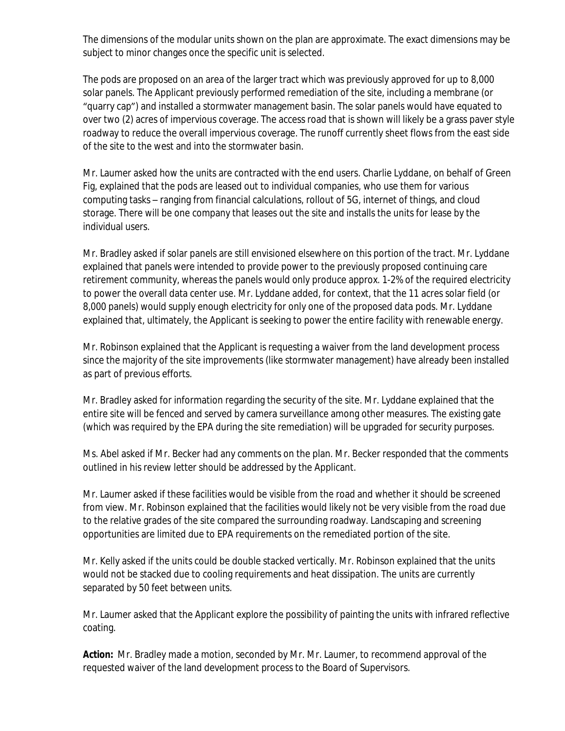The dimensions of the modular units shown on the plan are approximate. The exact dimensions may be subject to minor changes once the specific unit is selected.

The pods are proposed on an area of the larger tract which was previously approved for up to 8,000 solar panels. The Applicant previously performed remediation of the site, including a membrane (or "quarry cap") and installed a stormwater management basin. The solar panels would have equated to over two (2) acres of impervious coverage. The access road that is shown will likely be a grass paver style roadway to reduce the overall impervious coverage. The runoff currently sheet flows from the east side of the site to the west and into the stormwater basin.

Mr. Laumer asked how the units are contracted with the end users. Charlie Lyddane, on behalf of Green Fig, explained that the pods are leased out to individual companies, who use them for various computing tasks – ranging from financial calculations, rollout of 5G, internet of things, and cloud storage. There will be one company that leases out the site and installs the units for lease by the individual users.

Mr. Bradley asked if solar panels are still envisioned elsewhere on this portion of the tract. Mr. Lyddane explained that panels were intended to provide power to the previously proposed continuing care retirement community, whereas the panels would only produce approx. 1-2% of the required electricity to power the overall data center use. Mr. Lyddane added, for context, that the 11 acres solar field (or 8,000 panels) would supply enough electricity for only one of the proposed data pods. Mr. Lyddane explained that, ultimately, the Applicant is seeking to power the entire facility with renewable energy.

Mr. Robinson explained that the Applicant is requesting a waiver from the land development process since the majority of the site improvements (like stormwater management) have already been installed as part of previous efforts.

Mr. Bradley asked for information regarding the security of the site. Mr. Lyddane explained that the entire site will be fenced and served by camera surveillance among other measures. The existing gate (which was required by the EPA during the site remediation) will be upgraded for security purposes.

Ms. Abel asked if Mr. Becker had any comments on the plan. Mr. Becker responded that the comments outlined in his review letter should be addressed by the Applicant.

Mr. Laumer asked if these facilities would be visible from the road and whether it should be screened from view. Mr. Robinson explained that the facilities would likely not be very visible from the road due to the relative grades of the site compared the surrounding roadway. Landscaping and screening opportunities are limited due to EPA requirements on the remediated portion of the site.

Mr. Kelly asked if the units could be double stacked vertically. Mr. Robinson explained that the units would not be stacked due to cooling requirements and heat dissipation. The units are currently separated by 50 feet between units.

Mr. Laumer asked that the Applicant explore the possibility of painting the units with infrared reflective coating.

**Action:** Mr. Bradley made a motion, seconded by Mr. Mr. Laumer, to recommend approval of the requested waiver of the land development process to the Board of Supervisors.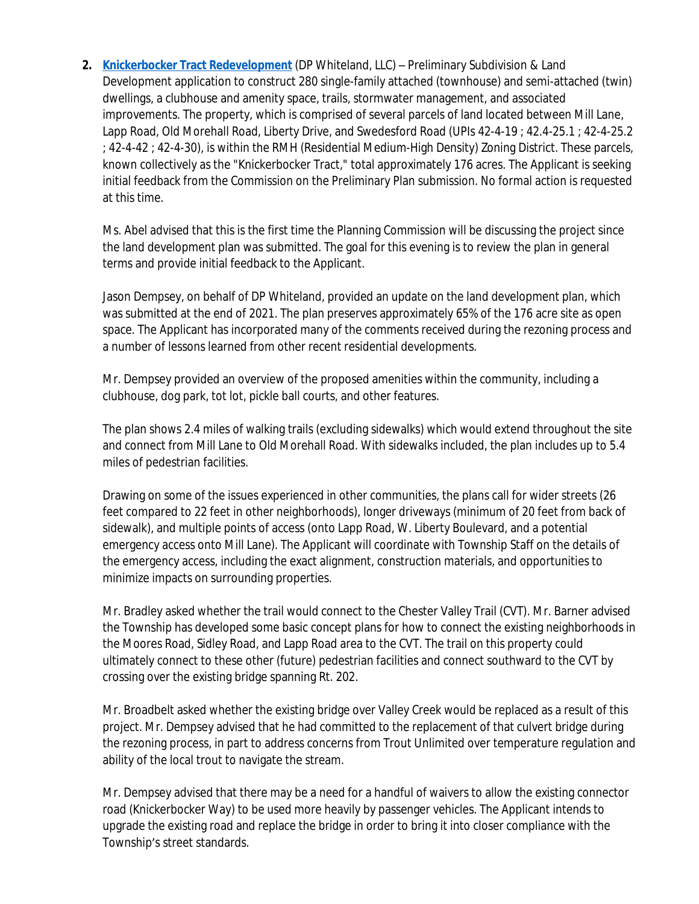2. **[Knickerbocker Tract Redevelopment](#)** (DP Whiteland, LLC) – Preliminary Subdivision & Land Development application to construct 280 single-family attached (townhouse) and semi-attached (twin) dwellings, a clubhouse and amenity space, trails, stormwater management, and associated improvements. The property, which is comprised of several parcels of land located between Mill Lane, Lapp Road, Old Morehall Road, Liberty Drive, and Swedesford Road (UPIs 42-4-19 ; 42.4-25.1 ; 42-4-25.2 ; 42-4-42 ; 42-4-30), is within the RMH (Residential Medium-High Density) Zoning District. These parcels, known collectively as the "Knickerbocker Tract," total approximately 176 acres. The Applicant is seeking initial feedback from the Commission on the Preliminary Plan submission. No formal action is requested at this time.

   Ms. Abel advised that this is the first time the Planning Commission will be discussing the project since the land development plan was submitted. The goal for this evening is to review the plan in general terms and provide initial feedback to the Applicant.

   Jason Dempsey, on behalf of DP Whiteland, provided an update on the land development plan, which was submitted at the end of 2021. The plan preserves approximately 65% of the 176 acre site as open space. The Applicant has incorporated many of the comments received during the rezoning process and a number of lessons learned from other recent residential developments.

   Mr. Dempsey provided an overview of the proposed amenities within the community, including a clubhouse, dog park, tot lot, pickle ball courts, and other features.

   The plan shows 2.4 miles of walking trails (excluding sidewalks) which would extend throughout the site and connect from Mill Lane to Old Morehall Road. With sidewalks included, the plan includes up to 5.4 miles of pedestrian facilities.

   Drawing on some of the issues experienced in other communities, the plans call for wider streets (26 feet compared to 22 feet in other neighborhoods), longer driveways (minimum of 20 feet from back of sidewalk), and multiple points of access (onto Lapp Road, W. Liberty Boulevard, and a potential emergency access onto Mill Lane). The Applicant will coordinate with Township Staff on the details of the emergency access, including the exact alignment, construction materials, and opportunities to minimize impacts on surrounding properties.

   Mr. Bradley asked whether the trail would connect to the Chester Valley Trail (CVT). Mr. Barner advised the Township has developed some basic concept plans for how to connect the existing neighborhoods in the Moores Road, Sidley Road, and Lapp Road area to the CVT. The trail on this property could ultimately connect to these other (future) pedestrian facilities and connect southward to the CVT by crossing over the existing bridge spanning Rt. 202.

   Mr. Broadbelt asked whether the existing bridge over Valley Creek would be replaced as a result of this project. Mr. Dempsey advised that he had committed to the replacement of that culvert bridge during the rezoning process, in part to address concerns from Trout Unlimited over temperature regulation and ability of the local trout to navigate the stream.

   Mr. Dempsey advised that there may be a need for a handful of waivers to allow the existing connector road (Knickerbocker Way) to be used more heavily by passenger vehicles. The Applicant intends to upgrade the existing road and replace the bridge in order to bring it into closer compliance with the Township's street standards.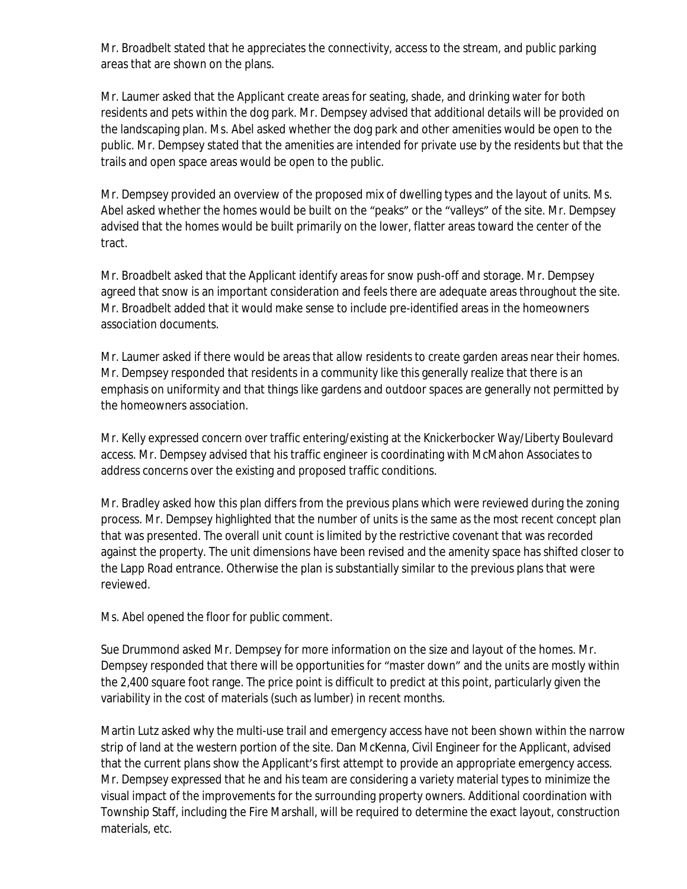Mr. Broadbelt stated that he appreciates the connectivity, access to the stream, and public parking areas that are shown on the plans.

Mr. Laumer asked that the Applicant create areas for seating, shade, and drinking water for both residents and pets within the dog park. Mr. Dempsey advised that additional details will be provided on the landscaping plan. Ms. Abel asked whether the dog park and other amenities would be open to the public. Mr. Dempsey stated that the amenities are intended for private use by the residents but that the trails and open space areas would be open to the public.

Mr. Dempsey provided an overview of the proposed mix of dwelling types and the layout of units. Ms. Abel asked whether the homes would be built on the "peaks" or the "valleys" of the site. Mr. Dempsey advised that the homes would be built primarily on the lower, flatter areas toward the center of the tract.

Mr. Broadbelt asked that the Applicant identify areas for snow push-off and storage. Mr. Dempsey agreed that snow is an important consideration and feels there are adequate areas throughout the site. Mr. Broadbelt added that it would make sense to include pre-identified areas in the homeowners association documents.

Mr. Laumer asked if there would be areas that allow residents to create garden areas near their homes. Mr. Dempsey responded that residents in a community like this generally realize that there is an emphasis on uniformity and that things like gardens and outdoor spaces are generally not permitted by the homeowners association.

Mr. Kelly expressed concern over traffic entering/existing at the Knickerbocker Way/Liberty Boulevard access. Mr. Dempsey advised that his traffic engineer is coordinating with McMahon Associates to address concerns over the existing and proposed traffic conditions.

Mr. Bradley asked how this plan differs from the previous plans which were reviewed during the zoning process. Mr. Dempsey highlighted that the number of units is the same as the most recent concept plan that was presented. The overall unit count is limited by the restrictive covenant that was recorded against the property. The unit dimensions have been revised and the amenity space has shifted closer to the Lapp Road entrance. Otherwise the plan is substantially similar to the previous plans that were reviewed.

Ms. Abel opened the floor for public comment.

Sue Drummond asked Mr. Dempsey for more information on the size and layout of the homes. Mr. Dempsey responded that there will be opportunities for "master down" and the units are mostly within the 2,400 square foot range. The price point is difficult to predict at this point, particularly given the variability in the cost of materials (such as lumber) in recent months.

Martin Lutz asked why the multi-use trail and emergency access have not been shown within the narrow strip of land at the western portion of the site. Dan McKenna, Civil Engineer for the Applicant, advised that the current plans show the Applicant's first attempt to provide an appropriate emergency access. Mr. Dempsey expressed that he and his team are considering a variety material types to minimize the visual impact of the improvements for the surrounding property owners. Additional coordination with Township Staff, including the Fire Marshall, will be required to determine the exact layout, construction materials, etc.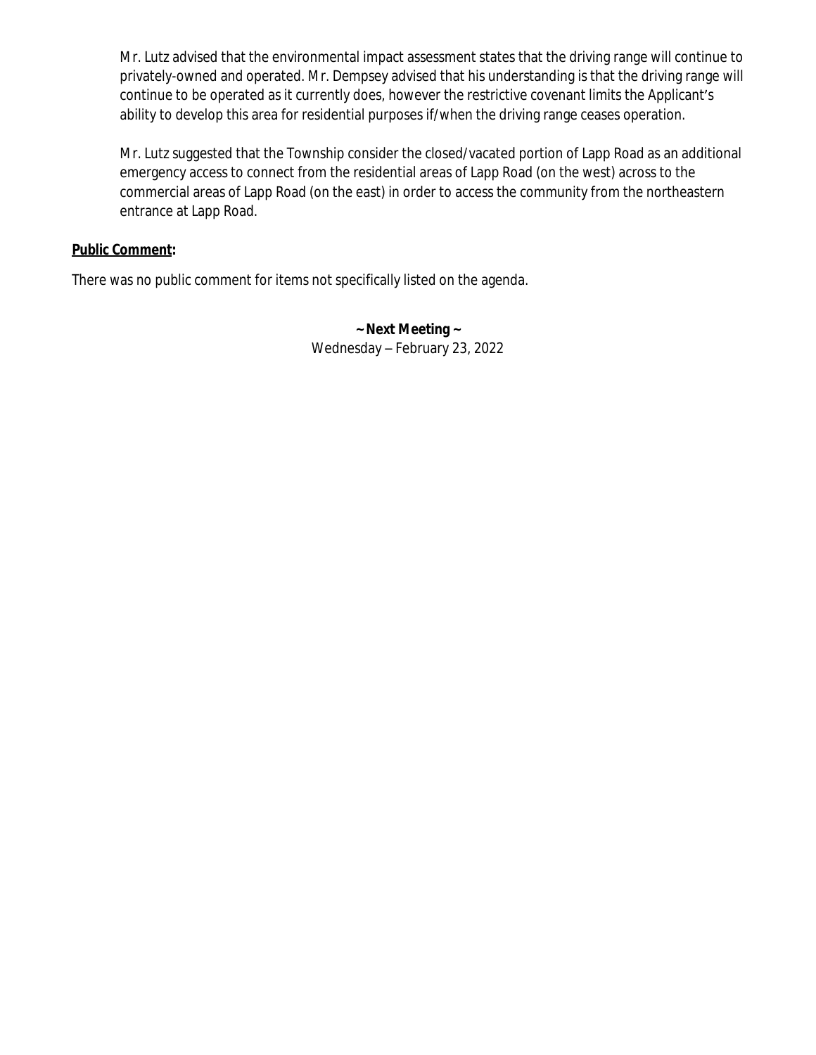Mr. Lutz advised that the environmental impact assessment states that the driving range will continue to privately-owned and operated. Mr. Dempsey advised that his understanding is that the driving range will continue to be operated as it currently does, however the restrictive covenant limits the Applicant's ability to develop this area for residential purposes if/when the driving range ceases operation.

Mr. Lutz suggested that the Township consider the closed/vacated portion of Lapp Road as an additional emergency access to connect from the residential areas of Lapp Road (on the west) across to the commercial areas of Lapp Road (on the east) in order to access the community from the northeastern entrance at Lapp Road.

**<u>Public Comment</u>:**

There was no public comment for items not specifically listed on the agenda.

**~ Next Meeting ~**
Wednesday – February 23, 2022